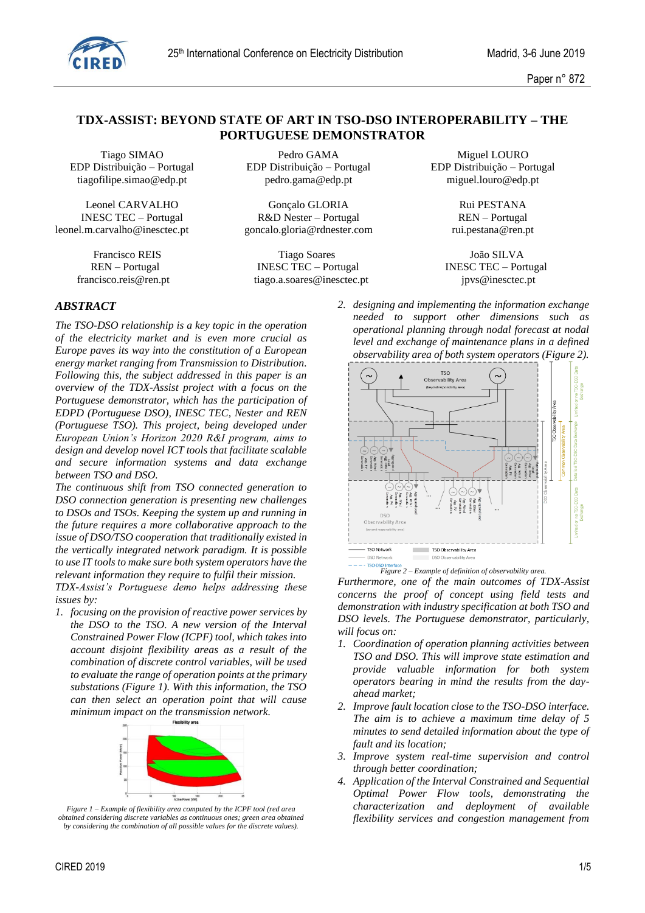# TDX-ASSIST: BEYOND STATE OF ART IN TSO-DSO INTEROPERABILITY – THE PORTUGUESE DEMONSTRATOR

| Tiago SIMAO | Pedro GAMA | Miguel LOURO |
|---|---|---|
| EDP Distribuição – Portugal | EDP Distribuição – Portugal | EDP Distribuição – Portugal |
| tiagofilipe.simao@edp.pt | pedro.gama@edp.pt | miguel.louro@edp.pt |
| Leonel CARVALHO | Gonçalo GLORIA | Rui PESTANA |
| INESC TEC – Portugal | R&D Nester – Portugal | REN – Portugal |
| leonel.m.carvalho@inesctec.pt | goncalo.gloria@rdnester.com | rui.pestana@ren.pt |
| Francisco REIS | Tiago Soares | João SILVA |
| REN – Portugal | INESC TEC – Portugal | INESC TEC – Portugal |
| francisco.reis@ren.pt | tiago.a.soares@inesctec.pt | jpvs@inesctec.pt |

## *ABSTRACT*

*The TSO-DSO relationship is a key topic in the operation of the electricity market and is even more crucial as Europe paves its way into the constitution of a European energy market ranging from Transmission to Distribution. Following this, the subject addressed in this paper is an overview of the TDX-Assist project with a focus on the Portuguese demonstrator, which has the participation of EDPD (Portuguese DSO), INESC TEC, Nester and REN (Portuguese TSO). This project, being developed under European Union's Horizon 2020 R&I program, aims to design and develop novel ICT tools that facilitate scalable and secure information systems and data exchange between TSO and DSO.*

*The continuous shift from TSO connected generation to DSO connection generation is presenting new challenges to DSOs and TSOs. Keeping the system up and running in the future requires a more collaborative approach to the issue of DSO/TSO cooperation that traditionally existed in the vertically integrated network paradigm. It is possible to use IT tools to make sure both system operators have the relevant information they require to fulfil their mission.*

*TDX-Assist's Portuguese demo helps addressing these issues by:*

1. *focusing on the provision of reactive power services by the DSO to the TSO. A new version of the Interval Constrained Power Flow (ICPF) tool, which takes into account disjoint flexibility areas as a result of the combination of discrete control variables, will be used to evaluate the range of operation points at the primary substations (Figure 1). With this information, the TSO can then select an operation point that will cause minimum impact on the transmission network.*

*Figure 1 – Example of flexibility area computed by the ICPF tool (red area obtained considering discrete variables as continuous ones; green area obtained by considering the combination of all possible values for the discrete values).*

2. *designing and implementing the information exchange needed to support other dimensions such as operational planning through nodal forecast at nodal level and exchange of maintenance plans in a defined observability area of both system operators (Figure 2).*

*Figure 2 – Example of definition of observability area.*

*Furthermore, one of the main outcomes of TDX-Assist concerns the proof of concept using field tests and demonstration with industry specification at both TSO and DSO levels. The Portuguese demonstrator, particularly, will focus on:*

1. *Coordination of operation planning activities between TSO and DSO. This will improve state estimation and provide valuable information for both system operators bearing in mind the results from the day-ahead market;*
2. *Improve fault location close to the TSO-DSO interface. The aim is to achieve a maximum time delay of 5 minutes to send detailed information about the type of fault and its location;*
3. *Improve system real-time supervision and control through better coordination;*
4. *Application of the Interval Constrained and Sequential Optimal Power Flow tools, demonstrating the characterization and deployment of available flexibility services and congestion management from*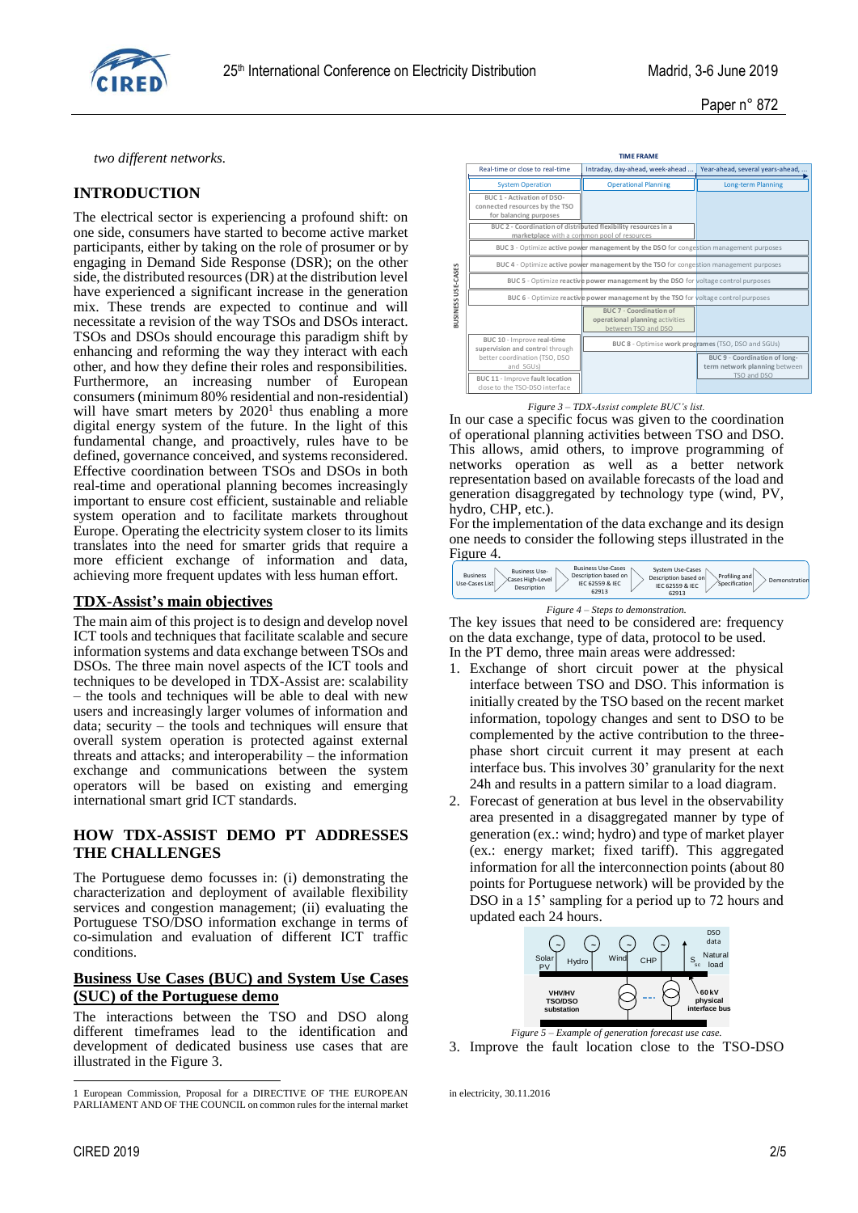*two different networks.*

## INTRODUCTION

The electrical sector is experiencing a profound shift: on one side, consumers have started to become active market participants, either by taking on the role of prosumer or by engaging in Demand Side Response (DSR); on the other side, the distributed resources (DR) at the distribution level have experienced a significant increase in the generation mix. These trends are expected to continue and will necessitate a revision of the way TSOs and DSOs interact. TSOs and DSOs should encourage this paradigm shift by enhancing and reforming the way they interact with each other, and how they define their roles and responsibilities. Furthermore, an increasing number of European consumers (minimum 80% residential and non-residential) will have smart meters by 2020[1] thus enabling a more digital energy system of the future. In the light of this fundamental change, and proactively, rules have to be defined, governance conceived, and systems reconsidered. Effective coordination between TSOs and DSOs in both real-time and operational planning becomes increasingly important to ensure cost efficient, sustainable and reliable system operation and to facilitate markets throughout Europe. Operating the electricity system closer to its limits translates into the need for smarter grids that require a more efficient exchange of information and data, achieving more frequent updates with less human effort.

### TDX-Assist's main objectives

The main aim of this project is to design and develop novel ICT tools and techniques that facilitate scalable and secure information systems and data exchange between TSOs and DSOs. The three main novel aspects of the ICT tools and techniques to be developed in TDX-Assist are: scalability – the tools and techniques will be able to deal with new users and increasingly larger volumes of information and data; security – the tools and techniques will ensure that overall system operation is protected against external threats and attacks; and interoperability – the information exchange and communications between the system operators will be based on existing and emerging international smart grid ICT standards.

## HOW TDX-ASSIST DEMO PT ADDRESSES THE CHALLENGES

The Portuguese demo focusses in: (i) demonstrating the characterization and deployment of available flexibility services and congestion management; (ii) evaluating the Portuguese TSO/DSO information exchange in terms of co-simulation and evaluation of different ICT traffic conditions.

### Business Use Cases (BUC) and System Use Cases (SUC) of the Portuguese demo

The interactions between the TSO and DSO along different timeframes lead to the identification and development of dedicated business use cases that are illustrated in the Figure 3.

| TIME FRAME | | |
|---|---|---|
| Real-time or close to real-time | Intraday, day-ahead, week-ahead ... | Year-ahead, several years-ahead, ... |
| System Operation | Operational Planning | Long-term Planning |
| BUC 1 - Activation of DSO-connected resources by the TSO for balancing purposes | | |
| BUC 2 - Coordination of distributed flexibility resources in a marketplace with a common pool of resources | | |
| BUC 3 - Optimize active power management by the DSO for congestion management purposes | | |
| BUC 4 - Optimize active power management by the TSO for congestion management purposes | | |
| BUC 5 - Optimize reactive power management by the DSO for voltage control purposes | | |
| BUC 6 - Optimize reactive power management by the TSO for voltage control purposes | | |
| | BUC 7 - Coordination of operational planning activities between TSO and DSO | |
| BUC 10 - Improve real-time supervision and control through better coordination (TSO, DSO and SGUs) | BUC 8 - Optimise work programmes (TSO, DSO and SGUs) | |
| BUC 11 - Improve fault location close to the TSO-DSO interface | | BUC 9 - Coordination of long-term network planning between TSO and DSO |

*Figure 3 – TDX-Assist complete BUC's list.*

In our case a specific focus was given to the coordination of operational planning activities between TSO and DSO. This allows, amid others, to improve programming of networks operation as well as a better network representation based on available forecasts of the load and generation disaggregated by technology type (wind, PV, hydro, CHP, etc.).

For the implementation of the data exchange and its design one needs to consider the following steps illustrated in the Figure 4.

Business Use-Cases List → Business Use-Cases High-Level Description → Business Use-Cases Description based on IEC 62559 & IEC 62913 → System Use-Cases Description based on IEC 62559 & IEC 62913 → Profiling and Specification → Demonstration

*Figure 4 – Steps to demonstration.*

The key issues that need to be considered are: frequency on the data exchange, type of data, protocol to be used.

In the PT demo, three main areas were addressed:

1. Exchange of short circuit power at the physical interface between TSO and DSO. This information is initially created by the TSO based on the recent market information, topology changes and sent to DSO to be complemented by the active contribution to the three-phase short circuit current it may present at each interface bus. This involves 30' granularity for the next 24h and results in a pattern similar to a load diagram.
2. Forecast of generation at bus level in the observability area presented in a disaggregated manner by type of generation (ex.: wind; hydro) and type of market player (ex.: energy market; fixed tariff). This aggregated information for all the interconnection points (about 80 points for Portuguese network) will be provided by the DSO in a 15' sampling for a period up to 72 hours and updated each 24 hours.

*Figure 5 – Example of generation forecast use case.*

3. Improve the fault location close to the TSO-DSO

---

1 European Commission, Proposal for a DIRECTIVE OF THE EUROPEAN PARLIAMENT AND OF THE COUNCIL on common rules for the internal market in electricity, 30.11.2016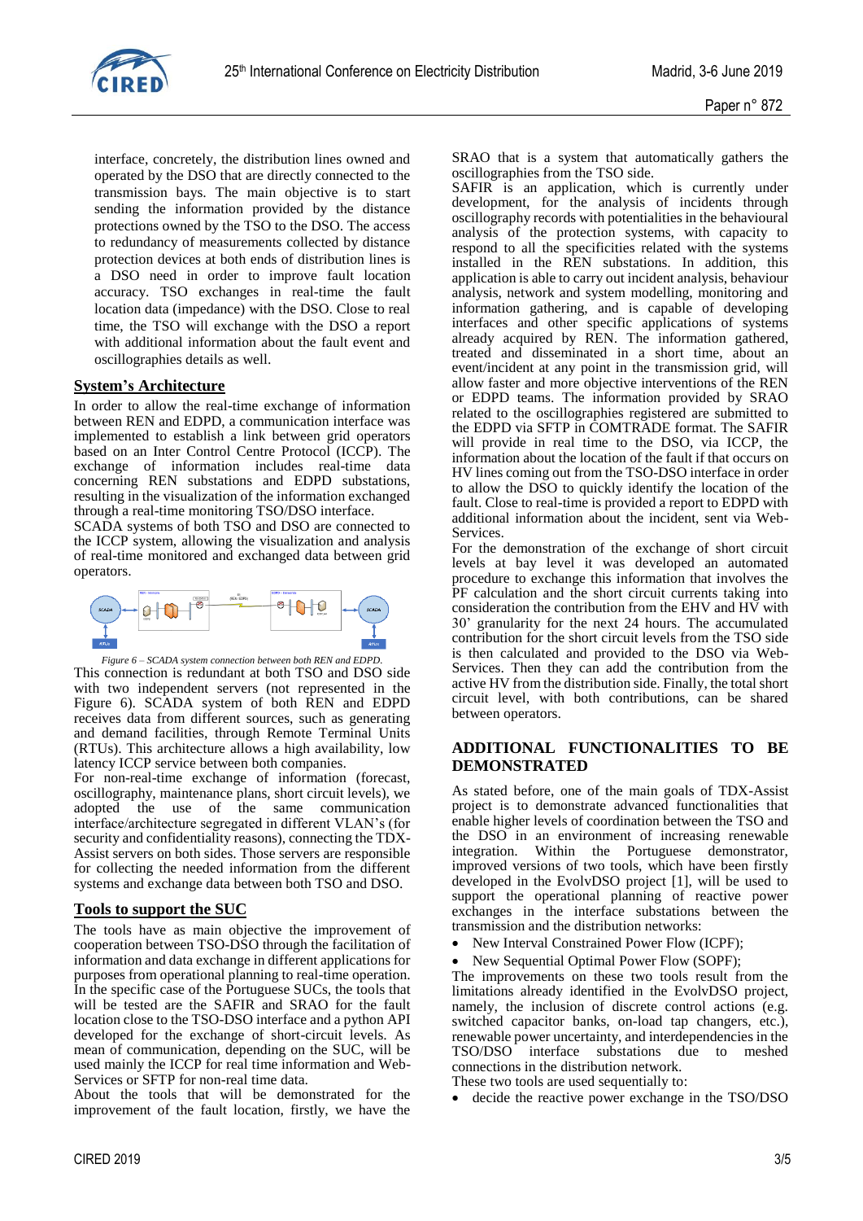interface, concretely, the distribution lines owned and operated by the DSO that are directly connected to the transmission bays. The main objective is to start sending the information provided by the distance protections owned by the TSO to the DSO. The access to redundancy of measurements collected by distance protection devices at both ends of distribution lines is a DSO need in order to improve fault location accuracy. TSO exchanges in real-time the fault location data (impedance) with the DSO. Close to real time, the TSO will exchange with the DSO a report with additional information about the fault event and oscillographies details as well.

## System's Architecture

In order to allow the real-time exchange of information between REN and EDPD, a communication interface was implemented to establish a link between grid operators based on an Inter Control Centre Protocol (ICCP). The exchange of information includes real-time data concerning REN substations and EDPD substations, resulting in the visualization of the information exchanged through a real-time monitoring TSO/DSO interface.
SCADA systems of both TSO and DSO are connected to the ICCP system, allowing the visualization and analysis of real-time monitored and exchanged data between grid operators.

*Figure 6 – SCADA system connection between both REN and EDPD.*

This connection is redundant at both TSO and DSO side with two independent servers (not represented in the Figure 6). SCADA system of both REN and EDPD receives data from different sources, such as generating and demand facilities, through Remote Terminal Units (RTUs). This architecture allows a high availability, low latency ICCP service between both companies.
For non-real-time exchange of information (forecast, oscillography, maintenance plans, short circuit levels), we adopted the use of the same communication interface/architecture segregated in different VLAN's (for security and confidentiality reasons), connecting the TDX-Assist servers on both sides. Those servers are responsible for collecting the needed information from the different systems and exchange data between both TSO and DSO.

## Tools to support the SUC

The tools have as main objective the improvement of cooperation between TSO-DSO through the facilitation of information and data exchange in different applications for purposes from operational planning to real-time operation. In the specific case of the Portuguese SUCs, the tools that will be tested are the SAFIR and SRAO for the fault location close to the TSO-DSO interface and a python API developed for the exchange of short-circuit levels. As mean of communication, depending on the SUC, it will be used mainly the ICCP for real time information and Web-Services or SFTP for non-real time data.
About the tools that will be demonstrated for the improvement of the fault location, firstly, we have the SRAO that is a system that automatically gathers the oscillographies from the TSO side.
SAFIR is an application, which is currently under development, for the analysis of incidents through oscillography records with potentialities in the behavioural analysis of the protection systems, with capacity to respond to all the specificities related with the systems installed in the REN substations. In addition, this application is able to carry out incident analysis, behaviour analysis, network and system modelling, monitoring and information gathering, and is capable of developing interfaces and other specific applications of systems already acquired by REN. The information gathered, treated and disseminated in a short time, about an event/incident at any point in the transmission grid, will allow faster and more objective interventions of the REN or EDPD teams. The information provided by SRAO related to the oscillographies registered are submitted to the EDPD via SFTP in COMTRADE format. The SAFIR will provide in real time to the DSO, via ICCP, the information about the location of the fault if that occurs on HV lines coming out from the TSO-DSO interface in order to allow the DSO to quickly identify the location of the fault. Close to real-time is provided a report to EDPD with additional information about the incident, sent via Web-Services.
For the demonstration of the exchange of short circuit levels at bay level it was developed an automated procedure to exchange this information that involves the PF calculation and the short circuit currents taking into consideration the contribution from the EHV and HV with 30' granularity for the next 24 hours. The accumulated contribution for the short circuit levels from the TSO side is then calculated and provided to the DSO via Web-Services. Then they can add the contribution from the active HV from the distribution side. Finally, the total short circuit level, with both contributions, can be shared between operators.

# ADDITIONAL FUNCTIONALITIES TO BE DEMONSTRATED

As stated before, one of the main goals of TDX-Assist project is to demonstrate advanced functionalities that enable higher levels of coordination between the TSO and the DSO in an environment of increasing renewable integration. Within the Portuguese demonstrator, improved versions of two tools, which have been firstly developed in the EvolvDSO project [1], will be used to support the operational planning of reactive power exchanges in the interface substations between the transmission and the distribution networks:

- New Interval Constrained Power Flow (ICPF);
- New Sequential Optimal Power Flow (SOPF);

The improvements on these two tools result from the limitations already identified in the EvolvDSO project, namely, the inclusion of discrete control actions (e.g. switched capacitor banks, on-load tap changers, etc.), renewable power uncertainty, and interdependencies in the TSO/DSO interface substations due to meshed connections in the distribution network.
These two tools are used sequentially to:

- decide the reactive power exchange in the TSO/DSO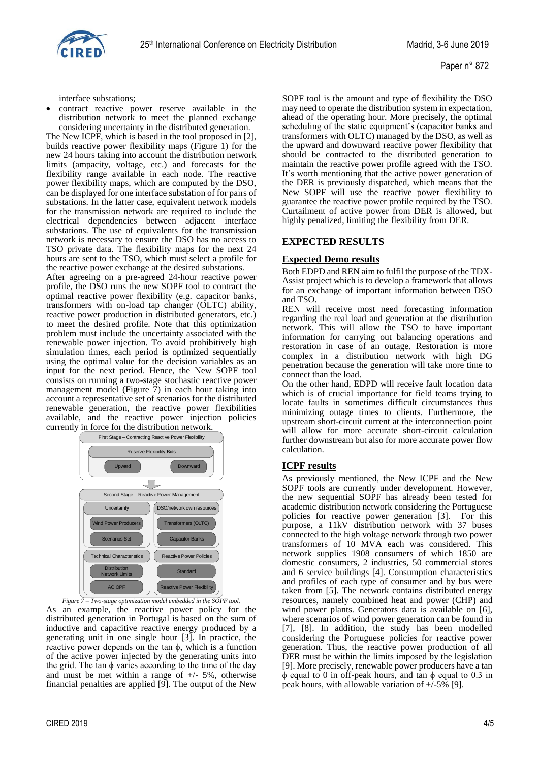interface substations;

- contract reactive power reserve available in the distribution network to meet the planned exchange considering uncertainty in the distributed generation.

The New ICPF, which is based in the tool proposed in [2], builds reactive power flexibility maps (Figure 1) for the new 24 hours taking into account the distribution network limits (ampacity, voltage, etc.) and forecasts for the flexibility range available in each node. The reactive power flexibility maps, which are computed by the DSO, can be displayed for one interface substation of for pairs of substations. In the latter case, equivalent network models for the transmission network are required to include the electrical dependencies between adjacent interface substations. The use of equivalents for the transmission network is necessary to ensure the DSO has no access to TSO private data. The flexibility maps for the next 24 hours are sent to the TSO, which must select a profile for the reactive power exchange at the desired substations.

After agreeing on a pre-agreed 24-hour reactive power profile, the DSO runs the new SOPF tool to contract the optimal reactive power flexibility (e.g. capacitor banks, transformers with on-load tap changer (OLTC) ability, reactive power production in distributed generators, etc.) to meet the desired profile. Note that this optimization problem must include the uncertainty associated with the renewable power injection. To avoid prohibitively high simulation times, each period is optimized sequentially using the optimal value for the decision variables as an input for the next period. Hence, the New SOPF tool consists on running a two-stage stochastic reactive power management model (Figure 7) in each hour taking into account a representative set of scenarios for the distributed renewable generation, the reactive power flexibilities available, and the reactive power injection policies currently in force for the distribution network.

First Stage – Contracting Reactive Power Flexibility
- Reserve Flexibility Bids
  - Upward
  - Downward

Second Stage – Reactive Power Management
- Uncertainty
  - Wind Power Producers
  - Scenarios Set
- DSO/network own resources
  - Transformers (OLTC)
  - Capacitor Banks
- Technical Characteristics
  - Distribution Network Limits
  - AC OPF
- Reactive Power Policies
  - Standard
  - Reactive Power Flexibility

*Figure 7 – Two-stage optimization model embedded in the SOPF tool.*

As an example, the reactive power policy for the distributed generation in Portugal is based on the sum of inductive and capacitive reactive energy produced by a generating unit in one single hour [3]. In practice, the reactive power depends on the tan $\phi$, which is a function of the active power injected by the generating units into the grid. The tan $\phi$ varies according to the time of the day and must be met within a range of +/- 5%, otherwise financial penalties are applied [9]. The output of the New SOPF tool is the amount and type of flexibility the DSO may need to operate the distribution system in expectation, ahead of the operating hour. More precisely, the optimal scheduling of the static equipment's (capacitor banks and transformers with OLTC) managed by the DSO, as well as the upward and downward reactive power flexibility that should be contracted to the distributed generation to maintain the reactive power profile agreed with the TSO. It's worth mentioning that the active power generation of the DER is previously dispatched, which means that the New SOPF will use the reactive power flexibility to guarantee the reactive power profile required by the TSO. Curtailment of active power from DER is allowed, but highly penalized, limiting the flexibility from DER.

## EXPECTED RESULTS

### Expected Demo results

Both EDPD and REN aim to fulfil the purpose of the TDX-Assist project which is to develop a framework that allows for an exchange of important information between DSO and TSO.

REN will receive most need forecasting information regarding the real load and generation at the distribution network. This will allow the TSO to have important information for carrying out balancing operations and restoration in case of an outage. Restoration is more complex in a distribution network with high DG penetration because the generation will take more time to connect than the load.

On the other hand, EDPD will receive fault location data which is of crucial importance for field teams trying to locate faults in sometimes difficult circumstances thus minimizing outage times to clients. Furthermore, the upstream short-circuit current at the interconnection point will allow for more accurate short-circuit calculation further downstream but also for more accurate power flow calculation.

### ICPF results

As previously mentioned, the New ICPF and the New SOPF tools are currently under development. However, the new sequential SOPF has already been tested for academic distribution network considering the Portuguese policies for reactive power generation [3]. For this purpose, a 11kV distribution network with 37 buses connected to the high voltage network through two power transformers of 10 MVA each was considered. This network supplies 1908 consumers of which 1850 are domestic consumers, 2 industries, 50 commercial stores and 6 service buildings [4]. Consumption characteristics and profiles of each type of consumer and by bus were taken from [5]. The network contains distributed energy resources, namely combined heat and power (CHP) and wind power plants. Generators data is available on [6], where scenarios of wind power generation can be found in [7], [8]. In addition, the study has been modelled considering the Portuguese policies for reactive power generation. Thus, the reactive power production of all DER must be within the limits imposed by the legislation [9]. More precisely, renewable power producers have a tan $\phi$ equal to 0 in off-peak hours, and tan $\phi$ equal to 0.3 in peak hours, with allowable variation of +/-5% [9].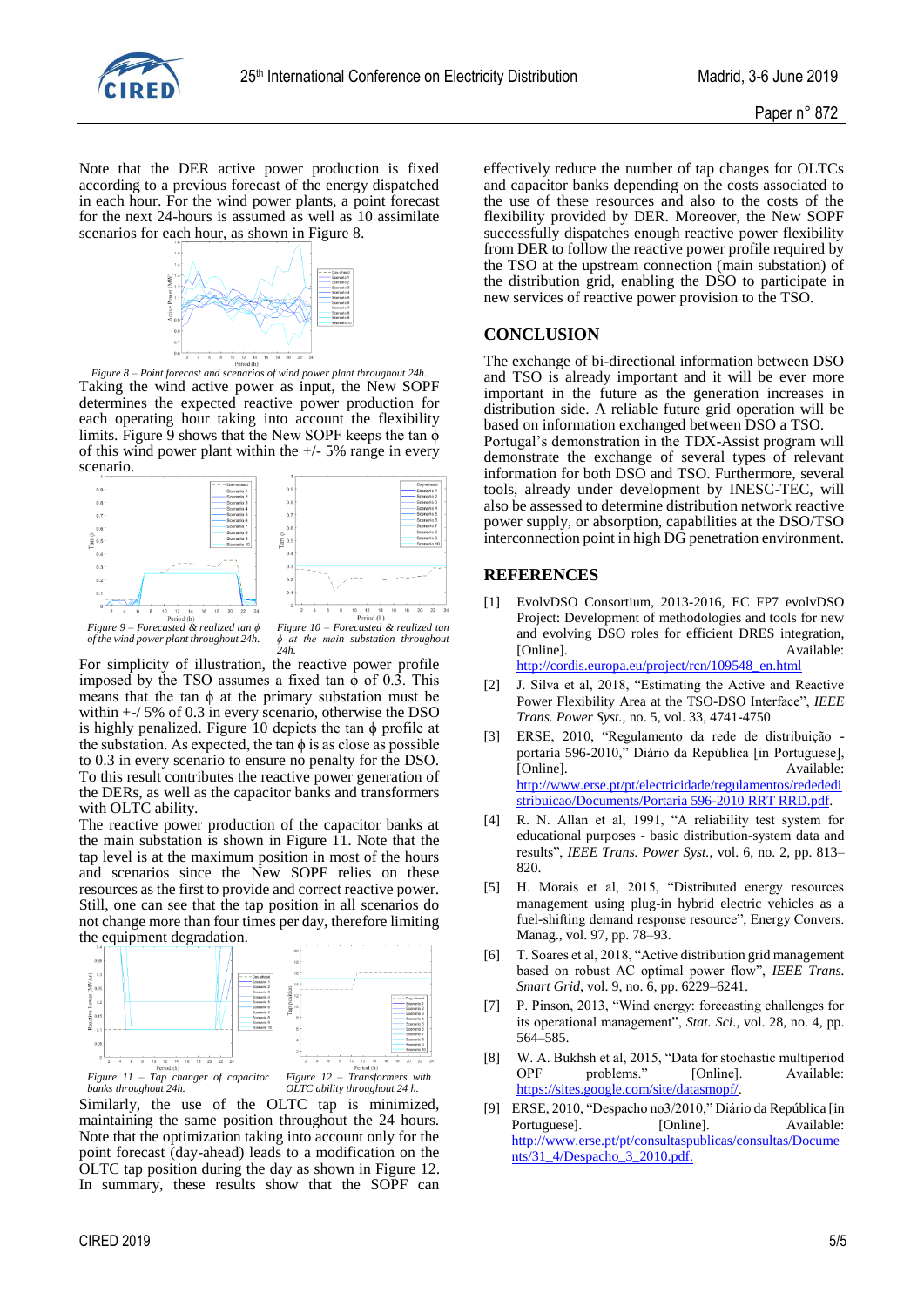Note that the DER active power production is fixed according to a previous forecast of the energy dispatched in each hour. For the wind power plants, a point forecast for the next 24-hours is assumed as well as 10 assimilate scenarios for each hour, as shown in Figure 8.

*Figure 8 – Point forecast and scenarios of wind power plant throughout 24h.*

Taking the wind active power as input, the New SOPF determines the expected reactive power production for each operating hour taking into account the flexibility limits. Figure 9 shows that the New SOPF keeps the tan ϕ of this wind power plant within the +/- 5% range in every scenario.

*Figure 9 – Forecasted & realized tan ϕ of the wind power plant throughout 24h.*

*Figure 10 – Forecasted & realized tan ϕ at the main substation throughout 24h.*

For simplicity of illustration, the reactive power profile imposed by the TSO assumes a fixed tan ϕ of 0.3. This means that the tan ϕ at the primary substation must be within +-/ 5% of 0.3 in every scenario, otherwise the DSO is highly penalized. Figure 10 depicts the tan ϕ profile at the substation. As expected, the tan ϕ is as close as possible to 0.3 in every scenario to ensure no penalty for the DSO. To this result contributes the reactive power generation of the DERs, as well as the capacitor banks and transformers with OLTC ability.

The reactive power production of the capacitor banks at the main substation is shown in Figure 11. Note that the tap level is at the maximum position in most of the hours and scenarios since the New SOPF relies on these resources as the first to provide and correct reactive power. Still, one can see that the tap position in all scenarios do not change more than four times per day, therefore limiting the equipment degradation.

*Figure 11 – Tap changer of capacitor banks throughout 24h.*

*Figure 12 – Transformers with OLTC ability throughout 24 h.*

Similarly, the use of the OLTC tap is minimized, maintaining the same position throughout the 24 hours. Note that the optimization taking into account only for the point forecast (day-ahead) leads to a modification on the OLTC tap position during the day as shown in Figure 12. In summary, these results show that the SOPF can effectively reduce the number of tap changes for OLTCs and capacitor banks depending on the costs associated to the use of these resources and also to the costs of the flexibility provided by DER. Moreover, the New SOPF successfully dispatches enough reactive power flexibility from DER to follow the reactive power profile required by the TSO at the upstream connection (main substation) of the distribution grid, enabling the DSO to participate in new services of reactive power provision to the TSO.

## CONCLUSION

The exchange of bi-directional information between DSO and TSO is already important and it will be ever more important in the future as the generation increases in distribution side. A reliable future grid operation will be based on information exchanged between DSO a TSO.

Portugal's demonstration in the TDX-Assist program will demonstrate the exchange of several types of relevant information for both DSO and TSO. Furthermore, several tools, already under development by INESC-TEC, will also be assessed to determine distribution network reactive power supply, or absorption, capabilities at the DSO/TSO interconnection point in high DG penetration environment.

## REFERENCES

[1] EvolvDSO Consortium, 2013-2016, EC FP7 evolvDSO Project: Development of methodologies and tools for new and evolving DSO roles for efficient DRES integration, [Online]. Available: http://cordis.europa.eu/project/rcn/109548_en.html

[2] J. Silva et al, 2018, "Estimating the Active and Reactive Power Flexibility Area at the TSO-DSO Interface", *IEEE Trans. Power Syst.*, no. 5, vol. 33, 4741-4750

[3] ERSE, 2010, "Regulamento da rede de distribuição - portaria 596-2010," Diário da República [in Portuguese], [Online]. Available: http://www.erse.pt/pt/electricidade/regulamentos/rededediStribuicao/Documents/Portaria 596-2010 RRT RRD.pdf.

[4] R. N. Allan et al, 1991, "A reliability test system for educational purposes - basic distribution-system data and results", *IEEE Trans. Power Syst.*, vol. 6, no. 2, pp. 813–820.

[5] H. Morais et al, 2015, "Distributed energy resources management using plug-in hybrid electric vehicles as a fuel-shifting demand response resource", Energy Convers. Manag., vol. 97, pp. 78–93.

[6] T. Soares et al, 2018, "Active distribution grid management based on robust AC optimal power flow", *IEEE Trans. Smart Grid*, vol. 9, no. 6, pp. 6229–6241.

[7] P. Pinson, 2013, "Wind energy: forecasting challenges for its operational management", *Stat. Sci.*, vol. 28, no. 4, pp. 564–585.

[8] W. A. Bukhsh et al, 2015, "Data for stochastic multiperiod OPF problems." [Online]. Available: https://sites.google.com/site/datasmopf/.

[9] ERSE, 2010, "Despacho no3/2010," Diário da República [in Portuguese]. [Online]. Available: http://www.erse.pt/pt/consultaspublicas/consultas/Documents/31_4/Despacho_3_2010.pdf.